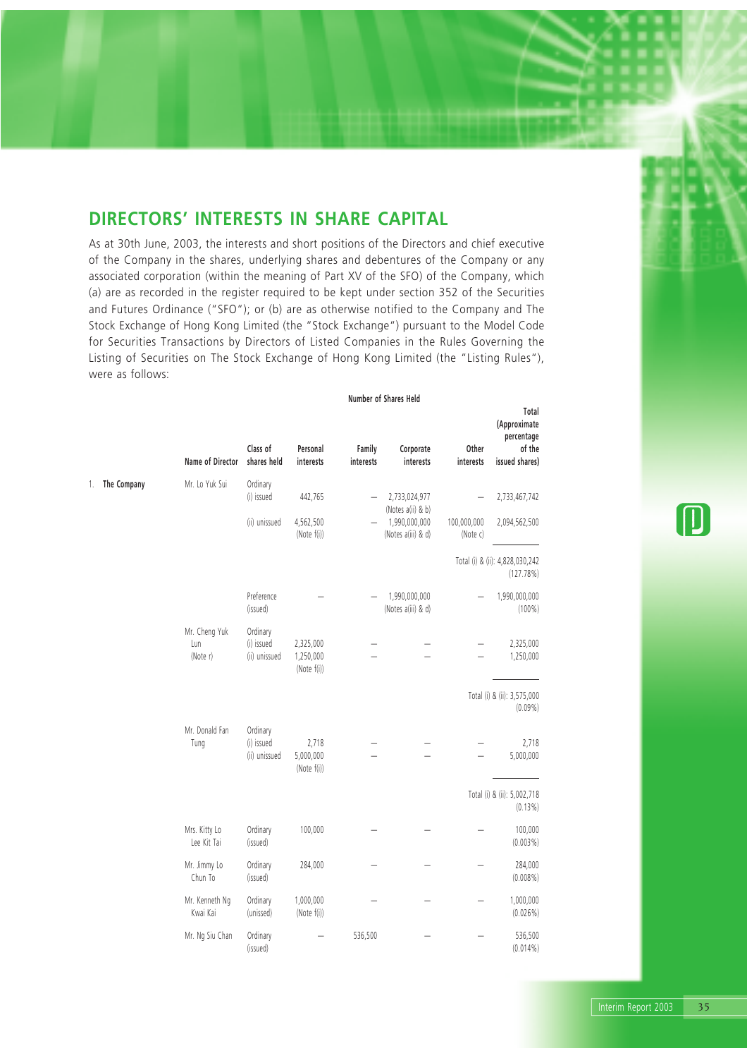## DIRECTORS' INTERESTS IN SHARE CAPITAL

As at 30th June, 2003, the interests and short positions of the Directors and chief executive of the Company in the shares, underlying shares and debentures of the Company or any associated corporation (within the meaning of Part XV of the SFO) of the Company, which (a) are as recorded in the register required to be kept under section 352 of the Securities and Futures Ordinance ("SFO"); or (b) are as otherwise notified to the Company and The Stock Exchange of Hong Kong Limited (the "Stock Exchange") pursuant to the Model Code for Securities Transactions by Directors of Listed Companies in the Rules Governing the Listing of Securities on The Stock Exchange of Hong Kong Limited (the "Listing Rules"), were as follows:

| | Name of Director | Class of shares held | Personal interests | Family interests | Corporate interests | Other interests | Total (Approximate percentage of the issued shares) |
|---|---|---|---|---|---|---|---|
| | | | Number of Shares Held | | | | |
| 1. **The Company** | Mr. Lo Yuk Sui | Ordinary (i) issued | 442,765 | – | 2,733,024,977 (Notes a(ii) & b) | – | 2,733,467,742 |
| | | (ii) unissued | 4,562,500 (Note f(i)) | – | 1,990,000,000 (Notes a(iii) & d) | 100,000,000 (Note c) | 2,094,562,500 |
| | | | | | | | Total (i) & (ii): 4,828,030,242 (127.78%) |
| | | Preference (issued) | – | – | 1,990,000,000 (Notes a(iii) & d) | – | 1,990,000,000 (100%) |
| | Mr. Cheng Yuk Lun (Note r) | Ordinary (i) issued | 2,325,000 | – | – | – | 2,325,000 |
| | | (ii) unissued | 1,250,000 (Note f(i)) | – | – | – | 1,250,000 |
| | | | | | | | Total (i) & (ii): 3,575,000 (0.09%) |
| | Mr. Donald Fan Tung | Ordinary (i) issued | 2,718 | – | – | – | 2,718 |
| | | (ii) unissued | 5,000,000 (Note f(i)) | – | – | – | 5,000,000 |
| | | | | | | | Total (i) & (ii): 5,002,718 (0.13%) |
| | Mrs. Kitty Lo Lee Kit Tai | Ordinary (issued) | 100,000 | – | – | – | 100,000 (0.003%) |
| | Mr. Jimmy Lo Chun To | Ordinary (issued) | 284,000 | – | – | – | 284,000 (0.008%) |
| | Mr. Kenneth Ng Kwai Kai | Ordinary (unissued) | 1,000,000 (Note f(i)) | – | – | – | 1,000,000 (0.026%) |
| | Mr. Ng Siu Chan | Ordinary (issued) | – | 536,500 | – | – | 536,500 (0.014%) |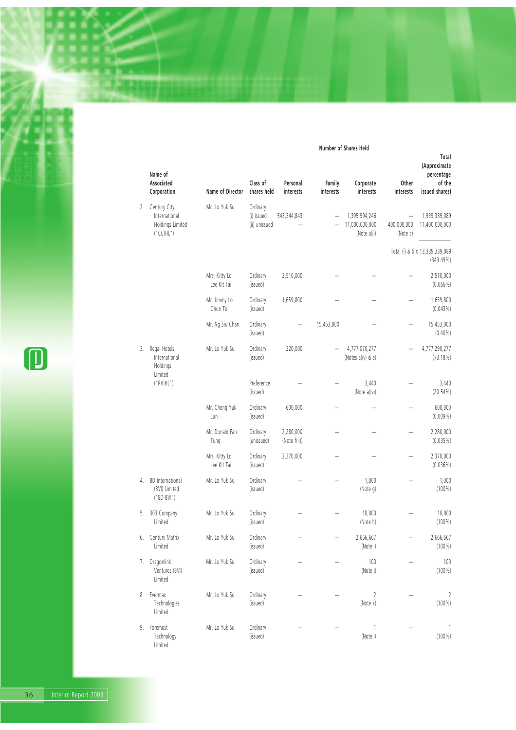| | Name of Associated Corporation | Name of Director | Class of shares held | Personal interests | Family interests | Corporate interests | Other interests | Total (Approximate percentage of the issued shares) |
|---|---|---|---|---|---|---|---|---|
| | | | | Number of Shares Held | | | | |
| 2. | Century City International Holdings Limited ("CCIHL") | Mr. Lo Yuk Sui | Ordinary (i) issued | 543,344,843 | – | 1,395,994,246 | – | 1,939,339,089 |
| | | | (ii) unissued | – | – | 11,000,000,000 (Note a(i)) | 400,000,000 (Note c) | 11,400,000,000 |
| | | | | | | | | Total (i) & (ii): 13,339,339,089 (349.49%) |
| | | Mrs. Kitty Lo Lee Kit Tai | Ordinary (issued) | 2,510,000 | – | – | – | 2,510,000 (0.066%) |
| | | Mr. Jimmy Lo Chun To | Ordinary (issued) | 1,659,800 | – | – | – | 1,659,800 (0.043%) |
| | | Mr. Ng Siu Chan | Ordinary (issued) | – | 15,453,000 | – | – | 15,453,000 (0.40%) |
| 3. | Regal Hotels International Holdings Limited ("RHIHL") | Mr. Lo Yuk Sui | Ordinary (issued) | 220,000 | – | 4,777,070,277 (Notes a(iv) & e) | – | 4,777,290,277 (73.18%) |
| | | | Preference (issued) | – | – | 3,440 (Note a(iv)) | – | 3,440 (20.54%) |
| | | Mr. Cheng Yuk Lun | Ordinary (issued) | 600,000 | – | – | – | 600,000 (0.009%) |
| | | Mr. Donald Fan Tung | Ordinary (unissued) | 2,280,000 (Note f(ii)) | – | – | – | 2,280,000 (0.035%) |
| | | Mrs. Kitty Lo Lee Kit Tai | Ordinary (issued) | 2,370,000 | – | – | – | 2,370,000 (0.036%) |
| 4. | 8D International (BVI) Limited ("8D-BVI") | Mr. Lo Yuk Sui | Ordinary (issued) | – | – | 1,000 (Note g) | – | 1,000 (100%) |
| 5. | 303 Company Limited | Mr. Lo Yuk Sui | Ordinary (issued) | – | – | 10,000 (Note h) | – | 10,000 (100%) |
| 6. | Century Matrix Limited | Mr. Lo Yuk Sui | Ordinary (issued) | – | – | 2,666,667 (Note i) | – | 2,666,667 (100%) |
| 7. | Dragonlink Ventures (BVI) Limited | Mr. Lo Yuk Sui | Ordinary (issued) | – | – | 100 (Note j) | – | 100 (100%) |
| 8. | Evermax Technologies Limited | Mr. Lo Yuk Sui | Ordinary (issued) | – | – | 2 (Note k) | – | 2 (100%) |
| 9. | Foremost Technology Limited | Mr. Lo Yuk Sui | Ordinary (issued) | – | – | 1 (Note l) | – | 1 (100%) |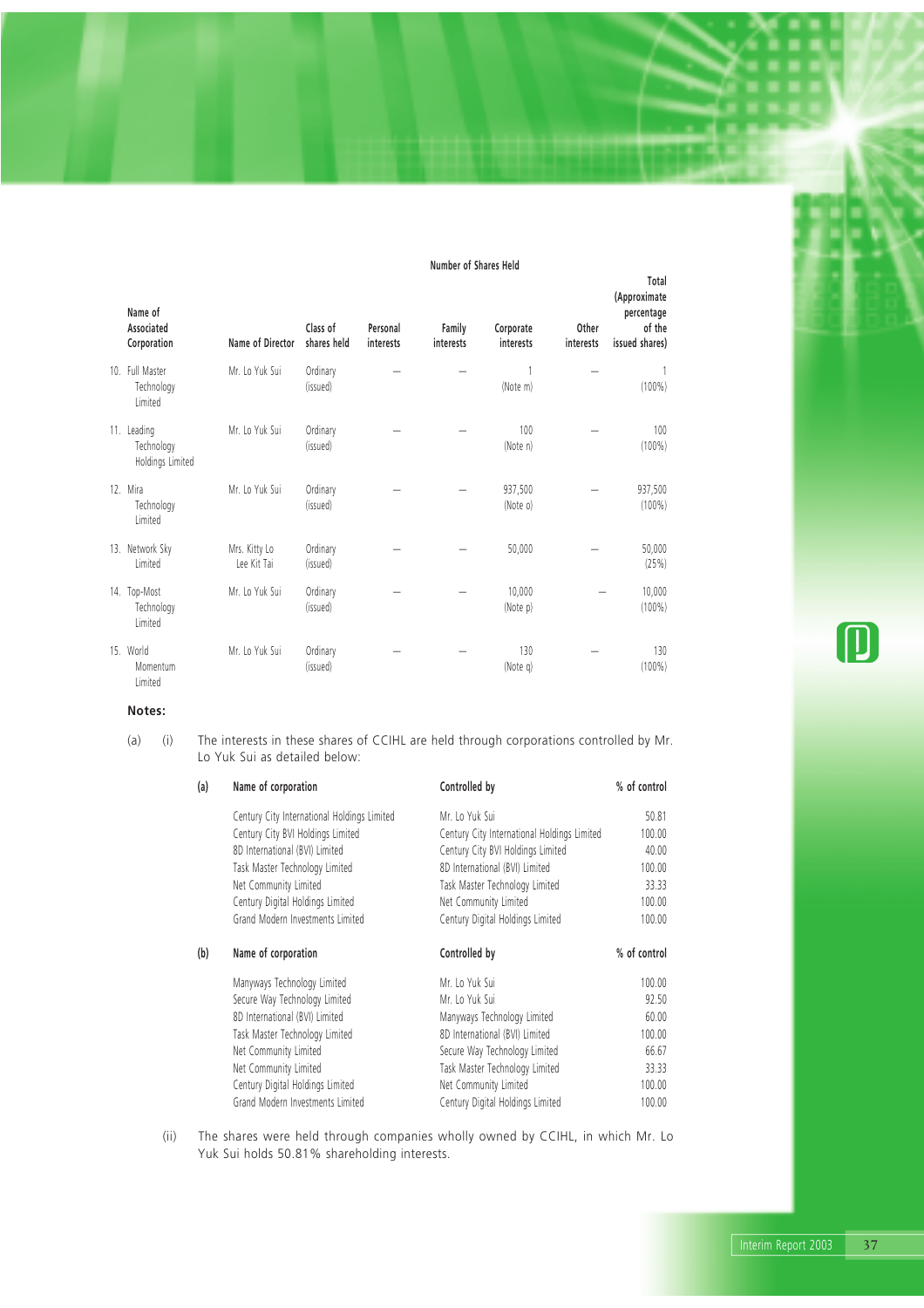| Name of Associated Corporation | Name of Director | Class of shares held | Number of Shares Held | | | | |
|---|---|---|---|---|---|---|---|
| | | | Personal interests | Family interests | Corporate interests | Other interests | Total (Approximate percentage of the issued shares) |
| 10. Full Master Technology Limited | Mr. Lo Yuk Sui | Ordinary (issued) | – | – | 1 (Note m) | – | 1 (100%) |
| 11. Leading Technology Holdings Limited | Mr. Lo Yuk Sui | Ordinary (issued) | – | – | 100 (Note n) | – | 100 (100%) |
| 12. Mira Technology Limited | Mr. Lo Yuk Sui | Ordinary (issued) | – | – | 937,500 (Note o) | – | 937,500 (100%) |
| 13. Network Sky Limited | Mrs. Kitty Lo Lee Kit Tai | Ordinary (issued) | – | – | 50,000 | – | 50,000 (25%) |
| 14. Top-Most Technology Limited | Mr. Lo Yuk Sui | Ordinary (issued) | – | – | 10,000 (Note p) | – | 10,000 (100%) |
| 15. World Momentum Limited | Mr. Lo Yuk Sui | Ordinary (issued) | – | – | 130 (Note q) | – | 130 (100%) |

**Notes:**

(a) (i) The interests in these shares of CCIHL are held through corporations controlled by Mr. Lo Yuk Sui as detailed below:

(a)

| Name of corporation | Controlled by | % of control |
|---|---|---|
| Century City International Holdings Limited | Mr. Lo Yuk Sui | 50.81 |
| Century City BVI Holdings Limited | Century City International Holdings Limited | 100.00 |
| 8D International (BVI) Limited | Century City BVI Holdings Limited | 40.00 |
| Task Master Technology Limited | 8D International (BVI) Limited | 100.00 |
| Net Community Limited | Task Master Technology Limited | 33.33 |
| Century Digital Holdings Limited | Net Community Limited | 100.00 |
| Grand Modern Investments Limited | Century Digital Holdings Limited | 100.00 |

(b)

| Name of corporation | Controlled by | % of control |
|---|---|---|
| Manyways Technology Limited | Mr. Lo Yuk Sui | 100.00 |
| Secure Way Technology Limited | Mr. Lo Yuk Sui | 92.50 |
| 8D International (BVI) Limited | Manyways Technology Limited | 60.00 |
| Task Master Technology Limited | 8D International (BVI) Limited | 100.00 |
| Net Community Limited | Secure Way Technology Limited | 66.67 |
| Net Community Limited | Task Master Technology Limited | 33.33 |
| Century Digital Holdings Limited | Net Community Limited | 100.00 |
| Grand Modern Investments Limited | Century Digital Holdings Limited | 100.00 |

(ii) The shares were held through companies wholly owned by CCIHL, in which Mr. Lo Yuk Sui holds 50.81% shareholding interests.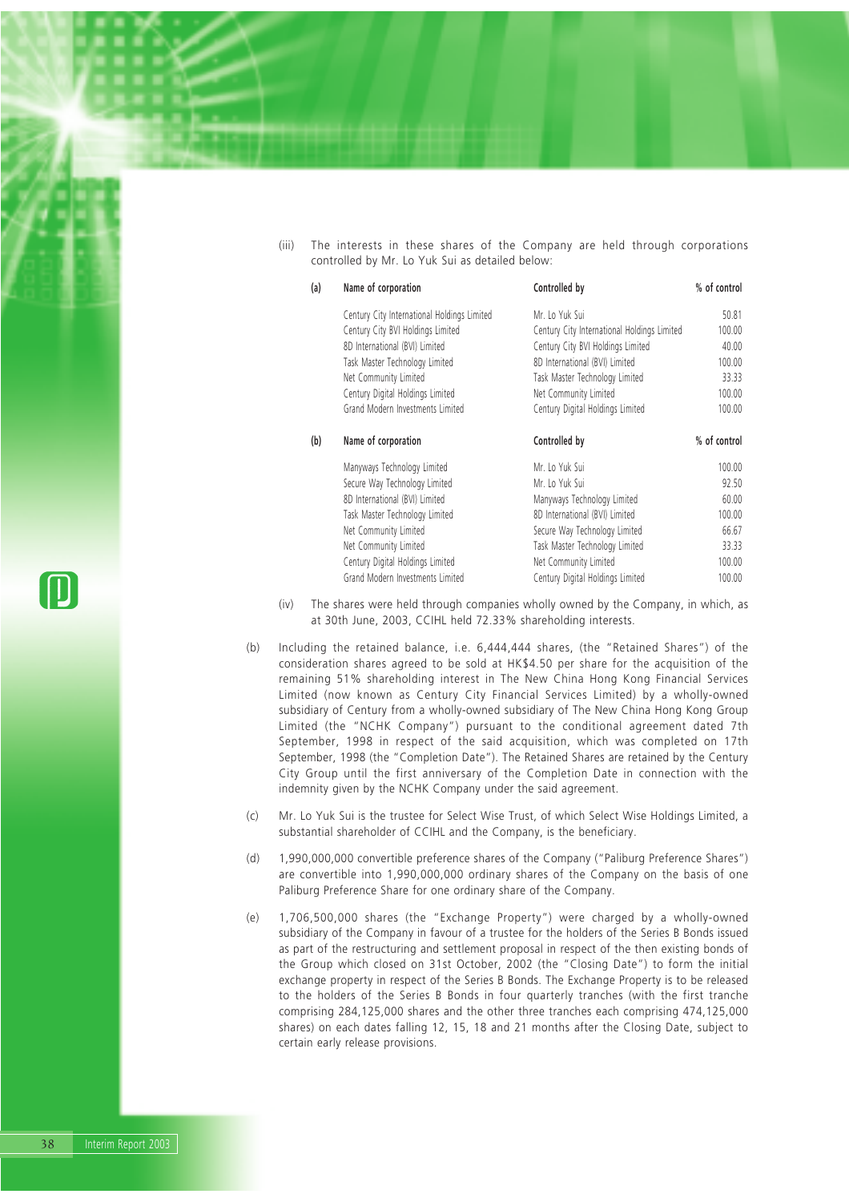(iii) The interests in these shares of the Company are held through corporations controlled by Mr. Lo Yuk Sui as detailed below:

| (a) | Name of corporation | Controlled by | % of control |
|---|---|---|---|
| | Century City International Holdings Limited | Mr. Lo Yuk Sui | 50.81 |
| | Century City BVI Holdings Limited | Century City International Holdings Limited | 100.00 |
| | 8D International (BVI) Limited | Century City BVI Holdings Limited | 40.00 |
| | Task Master Technology Limited | 8D International (BVI) Limited | 100.00 |
| | Net Community Limited | Task Master Technology Limited | 33.33 |
| | Century Digital Holdings Limited | Net Community Limited | 100.00 |
| | Grand Modern Investments Limited | Century Digital Holdings Limited | 100.00 |

| (b) | Name of corporation | Controlled by | % of control |
|---|---|---|---|
| | Manyways Technology Limited | Mr. Lo Yuk Sui | 100.00 |
| | Secure Way Technology Limited | Mr. Lo Yuk Sui | 92.50 |
| | 8D International (BVI) Limited | Manyways Technology Limited | 60.00 |
| | Task Master Technology Limited | 8D International (BVI) Limited | 100.00 |
| | Net Community Limited | Secure Way Technology Limited | 66.67 |
| | Net Community Limited | Task Master Technology Limited | 33.33 |
| | Century Digital Holdings Limited | Net Community Limited | 100.00 |
| | Grand Modern Investments Limited | Century Digital Holdings Limited | 100.00 |

(iv) The shares were held through companies wholly owned by the Company, in which, as at 30th June, 2003, CCIHL held 72.33% shareholding interests.

(b) Including the retained balance, i.e. 6,444,444 shares, (the "Retained Shares") of the consideration shares agreed to be sold at HK$4.50 per share for the acquisition of the remaining 51% shareholding interest in The New China Hong Kong Financial Services Limited (now known as Century City Financial Services Limited) by a wholly-owned subsidiary of Century from a wholly-owned subsidiary of The New China Hong Kong Group Limited (the "NCHK Company") pursuant to the conditional agreement dated 7th September, 1998 in respect of the said acquisition, which was completed on 17th September, 1998 (the "Completion Date"). The Retained Shares are retained by the Century City Group until the first anniversary of the Completion Date in connection with the indemnity given by the NCHK Company under the said agreement.

(c) Mr. Lo Yuk Sui is the trustee for Select Wise Trust, of which Select Wise Holdings Limited, a substantial shareholder of CCIHL and the Company, is the beneficiary.

(d) 1,990,000,000 convertible preference shares of the Company ("Paliburg Preference Shares") are convertible into 1,990,000,000 ordinary shares of the Company on the basis of one Paliburg Preference Share for one ordinary share of the Company.

(e) 1,706,500,000 shares (the "Exchange Property") were charged by a wholly-owned subsidiary of the Company in favour of a trustee for the holders of the Series B Bonds issued as part of the restructuring and settlement proposal in respect of the then existing bonds of the Group which closed on 31st October, 2002 (the "Closing Date") to form the initial exchange property in respect of the Series B Bonds. The Exchange Property is to be released to the holders of the Series B Bonds in four quarterly tranches (with the first tranche comprising 284,125,000 shares and the other three tranches each comprising 474,125,000 shares) on each dates falling 12, 15, 18 and 21 months after the Closing Date, subject to certain early release provisions.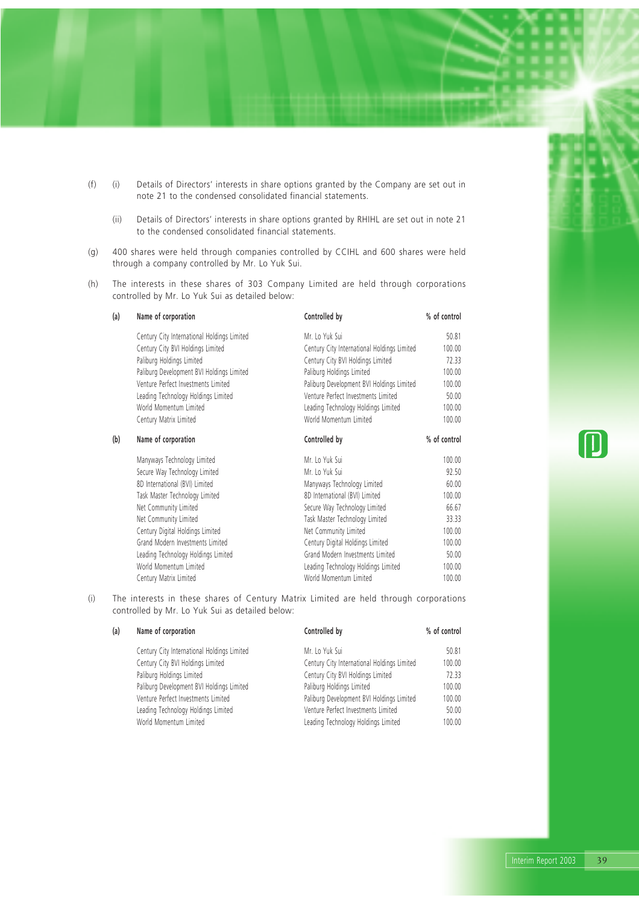(f) (i) Details of Directors' interests in share options granted by the Company are set out in note 21 to the condensed consolidated financial statements.

(ii) Details of Directors' interests in share options granted by RHIHL are set out in note 21 to the condensed consolidated financial statements.

(g) 400 shares were held through companies controlled by CCIHL and 600 shares were held through a company controlled by Mr. Lo Yuk Sui.

(h) The interests in these shares of 303 Company Limited are held through corporations controlled by Mr. Lo Yuk Sui as detailed below:

**(a)**

| Name of corporation | Controlled by | % of control |
|---|---|---|
| Century City International Holdings Limited | Mr. Lo Yuk Sui | 50.81 |
| Century City BVI Holdings Limited | Century City International Holdings Limited | 100.00 |
| Paliburg Holdings Limited | Century City BVI Holdings Limited | 72.33 |
| Paliburg Development BVI Holdings Limited | Paliburg Holdings Limited | 100.00 |
| Venture Perfect Investments Limited | Paliburg Development BVI Holdings Limited | 100.00 |
| Leading Technology Holdings Limited | Venture Perfect Investments Limited | 50.00 |
| World Momentum Limited | Leading Technology Holdings Limited | 100.00 |
| Century Matrix Limited | World Momentum Limited | 100.00 |

**(b)**

| Name of corporation | Controlled by | % of control |
|---|---|---|
| Manyways Technology Limited | Mr. Lo Yuk Sui | 100.00 |
| Secure Way Technology Limited | Mr. Lo Yuk Sui | 92.50 |
| 8D International (BVI) Limited | Manyways Technology Limited | 60.00 |
| Task Master Technology Limited | 8D International (BVI) Limited | 100.00 |
| Net Community Limited | Secure Way Technology Limited | 66.67 |
| Net Community Limited | Task Master Technology Limited | 33.33 |
| Century Digital Holdings Limited | Net Community Limited | 100.00 |
| Grand Modern Investments Limited | Century Digital Holdings Limited | 100.00 |
| Leading Technology Holdings Limited | Grand Modern Investments Limited | 50.00 |
| World Momentum Limited | Leading Technology Holdings Limited | 100.00 |
| Century Matrix Limited | World Momentum Limited | 100.00 |

(i) The interests in these shares of Century Matrix Limited are held through corporations controlled by Mr. Lo Yuk Sui as detailed below:

**(a)**

| Name of corporation | Controlled by | % of control |
|---|---|---|
| Century City International Holdings Limited | Mr. Lo Yuk Sui | 50.81 |
| Century City BVI Holdings Limited | Century City International Holdings Limited | 100.00 |
| Paliburg Holdings Limited | Century City BVI Holdings Limited | 72.33 |
| Paliburg Development BVI Holdings Limited | Paliburg Holdings Limited | 100.00 |
| Venture Perfect Investments Limited | Paliburg Development BVI Holdings Limited | 100.00 |
| Leading Technology Holdings Limited | Venture Perfect Investments Limited | 50.00 |
| World Momentum Limited | Leading Technology Holdings Limited | 100.00 |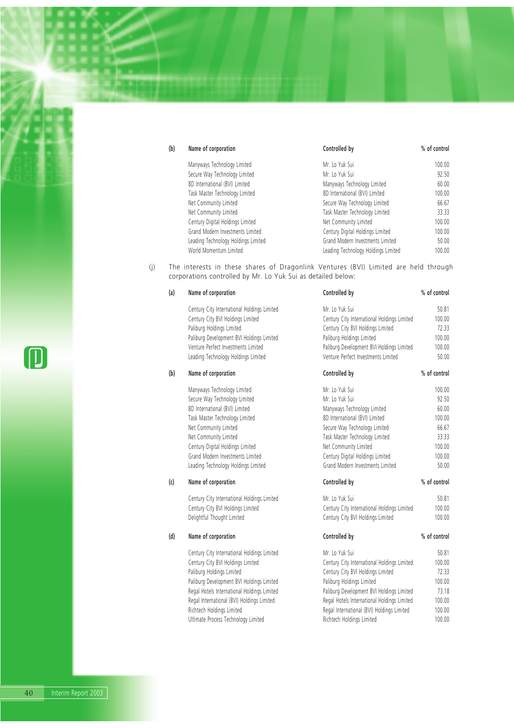| (b) | Name of corporation | Controlled by | % of control |
|---|---|---|---|
| | Manyways Technology Limited | Mr. Lo Yuk Sui | 100.00 |
| | Secure Way Technology Limited | Mr. Lo Yuk Sui | 92.50 |
| | 8D International (BVI) Limited | Manyways Technology Limited | 60.00 |
| | Task Master Technology Limited | 8D International (BVI) Limited | 100.00 |
| | Net Community Limited | Secure Way Technology Limited | 66.67 |
| | Net Community Limited | Task Master Technology Limited | 33.33 |
| | Century Digital Holdings Limited | Net Community Limited | 100.00 |
| | Grand Modern Investments Limited | Century Digital Holdings Limited | 100.00 |
| | Leading Technology Holdings Limited | Grand Modern Investments Limited | 50.00 |
| | World Momentum Limited | Leading Technology Holdings Limited | 100.00 |

(j) The interests in these shares of Dragonlink Ventures (BVI) Limited are held through corporations controlled by Mr. Lo Yuk Sui as detailed below:

| (a) | Name of corporation | Controlled by | % of control |
|---|---|---|---|
| | Century City International Holdings Limited | Mr. Lo Yuk Sui | 50.81 |
| | Century City BVI Holdings Limited | Century City International Holdings Limited | 100.00 |
| | Paliburg Holdings Limited | Century City BVI Holdings Limited | 72.33 |
| | Paliburg Development BVI Holdings Limited | Paliburg Holdings Limited | 100.00 |
| | Venture Perfect Investments Limited | Paliburg Development BVI Holdings Limited | 100.00 |
| | Leading Technology Holdings Limited | Venture Perfect Investments Limited | 50.00 |

| (b) | Name of corporation | Controlled by | % of control |
|---|---|---|---|
| | Manyways Technology Limited | Mr. Lo Yuk Sui | 100.00 |
| | Secure Way Technology Limited | Mr. Lo Yuk Sui | 92.50 |
| | 8D International (BVI) Limited | Manyways Technology Limited | 60.00 |
| | Task Master Technology Limited | 8D International (BVI) Limited | 100.00 |
| | Net Community Limited | Secure Way Technology Limited | 66.67 |
| | Net Community Limited | Task Master Technology Limited | 33.33 |
| | Century Digital Holdings Limited | Net Community Limited | 100.00 |
| | Grand Modern Investments Limited | Century Digital Holdings Limited | 100.00 |
| | Leading Technology Holdings Limited | Grand Modern Investments Limited | 50.00 |

| (c) | Name of corporation | Controlled by | % of control |
|---|---|---|---|
| | Century City International Holdings Limited | Mr. Lo Yuk Sui | 50.81 |
| | Century City BVI Holdings Limited | Century City International Holdings Limited | 100.00 |
| | Delightful Thought Limited | Century City BVI Holdings Limited | 100.00 |

| (d) | Name of corporation | Controlled by | % of control |
|---|---|---|---|
| | Century City International Holdings Limited | Mr. Lo Yuk Sui | 50.81 |
| | Century City BVI Holdings Limited | Century City International Holdings Limited | 100.00 |
| | Paliburg Holdings Limited | Century City BVI Holdings Limited | 72.33 |
| | Paliburg Development BVI Holdings Limited | Paliburg Holdings Limited | 100.00 |
| | Regal Hotels International Holdings Limited | Paliburg Development BVI Holdings Limited | 73.18 |
| | Regal International (BVI) Holdings Limited | Regal Hotels International Holdings Limited | 100.00 |
| | Richtech Holdings Limited | Regal International (BVI) Holdings Limited | 100.00 |
| | Ultimate Process Technology Limited | Richtech Holdings Limited | 100.00 |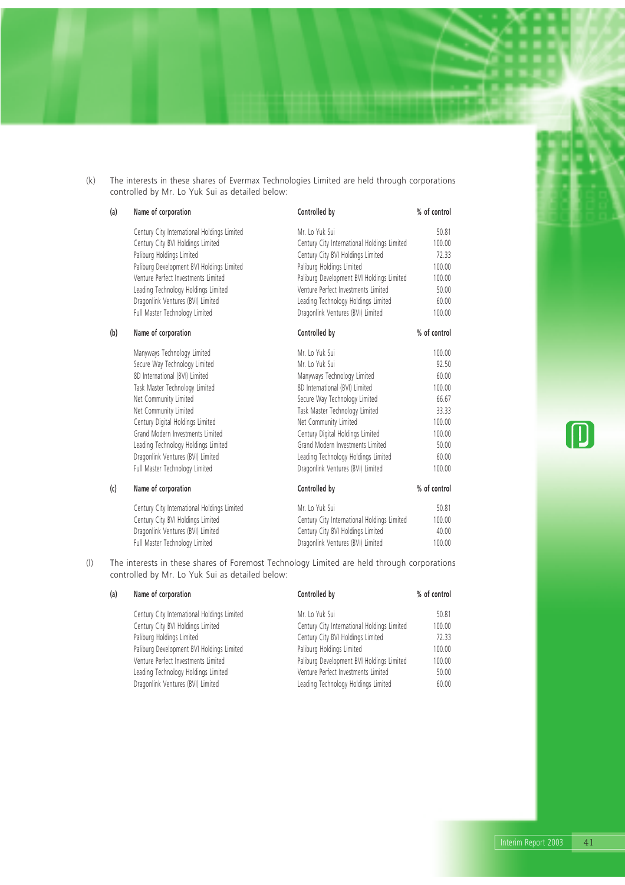(k) The interests in these shares of Evermax Technologies Limited are held through corporations controlled by Mr. Lo Yuk Sui as detailed below:

(a)

| Name of corporation | Controlled by | % of control |
|---|---|---|
| Century City International Holdings Limited | Mr. Lo Yuk Sui | 50.81 |
| Century City BVI Holdings Limited | Century City International Holdings Limited | 100.00 |
| Paliburg Holdings Limited | Century City BVI Holdings Limited | 72.33 |
| Paliburg Development BVI Holdings Limited | Paliburg Holdings Limited | 100.00 |
| Venture Perfect Investments Limited | Paliburg Development BVI Holdings Limited | 100.00 |
| Leading Technology Holdings Limited | Venture Perfect Investments Limited | 50.00 |
| Dragonlink Ventures (BVI) Limited | Leading Technology Holdings Limited | 60.00 |
| Full Master Technology Limited | Dragonlink Ventures (BVI) Limited | 100.00 |

(b)

| Name of corporation | Controlled by | % of control |
|---|---|---|
| Manyways Technology Limited | Mr. Lo Yuk Sui | 100.00 |
| Secure Way Technology Limited | Mr. Lo Yuk Sui | 92.50 |
| 8D International (BVI) Limited | Manyways Technology Limited | 60.00 |
| Task Master Technology Limited | 8D International (BVI) Limited | 100.00 |
| Net Community Limited | Secure Way Technology Limited | 66.67 |
| Net Community Limited | Task Master Technology Limited | 33.33 |
| Century Digital Holdings Limited | Net Community Limited | 100.00 |
| Grand Modern Investments Limited | Century Digital Holdings Limited | 100.00 |
| Leading Technology Holdings Limited | Grand Modern Investments Limited | 50.00 |
| Dragonlink Ventures (BVI) Limited | Leading Technology Holdings Limited | 60.00 |
| Full Master Technology Limited | Dragonlink Ventures (BVI) Limited | 100.00 |

(c)

| Name of corporation | Controlled by | % of control |
|---|---|---|
| Century City International Holdings Limited | Mr. Lo Yuk Sui | 50.81 |
| Century City BVI Holdings Limited | Century City International Holdings Limited | 100.00 |
| Dragonlink Ventures (BVI) Limited | Century City BVI Holdings Limited | 40.00 |
| Full Master Technology Limited | Dragonlink Ventures (BVI) Limited | 100.00 |

(l) The interests in these shares of Foremost Technology Limited are held through corporations controlled by Mr. Lo Yuk Sui as detailed below:

(a)

| Name of corporation | Controlled by | % of control |
|---|---|---|
| Century City International Holdings Limited | Mr. Lo Yuk Sui | 50.81 |
| Century City BVI Holdings Limited | Century City International Holdings Limited | 100.00 |
| Paliburg Holdings Limited | Century City BVI Holdings Limited | 72.33 |
| Paliburg Development BVI Holdings Limited | Paliburg Holdings Limited | 100.00 |
| Venture Perfect Investments Limited | Paliburg Development BVI Holdings Limited | 100.00 |
| Leading Technology Holdings Limited | Venture Perfect Investments Limited | 50.00 |
| Dragonlink Ventures (BVI) Limited | Leading Technology Holdings Limited | 60.00 |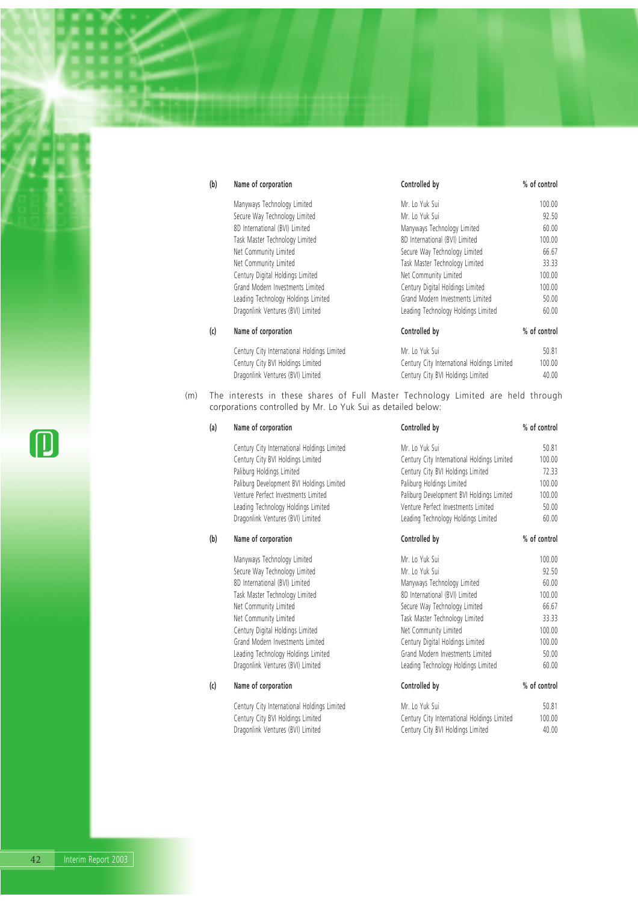(b)

| Name of corporation | Controlled by | % of control |
|---|---|---|
| Manyways Technology Limited | Mr. Lo Yuk Sui | 100.00 |
| Secure Way Technology Limited | Mr. Lo Yuk Sui | 92.50 |
| 8D International (BVI) Limited | Manyways Technology Limited | 60.00 |
| Task Master Technology Limited | 8D International (BVI) Limited | 100.00 |
| Net Community Limited | Secure Way Technology Limited | 66.67 |
| Net Community Limited | Task Master Technology Limited | 33.33 |
| Century Digital Holdings Limited | Net Community Limited | 100.00 |
| Grand Modern Investments Limited | Century Digital Holdings Limited | 100.00 |
| Leading Technology Holdings Limited | Grand Modern Investments Limited | 50.00 |
| Dragonlink Ventures (BVI) Limited | Leading Technology Holdings Limited | 60.00 |

(c)

| Name of corporation | Controlled by | % of control |
|---|---|---|
| Century City International Holdings Limited | Mr. Lo Yuk Sui | 50.81 |
| Century City BVI Holdings Limited | Century City International Holdings Limited | 100.00 |
| Dragonlink Ventures (BVI) Limited | Century City BVI Holdings Limited | 40.00 |

(m) The interests in these shares of Full Master Technology Limited are held through corporations controlled by Mr. Lo Yuk Sui as detailed below:

(a)

| Name of corporation | Controlled by | % of control |
|---|---|---|
| Century City International Holdings Limited | Mr. Lo Yuk Sui | 50.81 |
| Century City BVI Holdings Limited | Century City International Holdings Limited | 100.00 |
| Paliburg Holdings Limited | Century City BVI Holdings Limited | 72.33 |
| Paliburg Development BVI Holdings Limited | Paliburg Holdings Limited | 100.00 |
| Venture Perfect Investments Limited | Paliburg Development BVI Holdings Limited | 100.00 |
| Leading Technology Holdings Limited | Venture Perfect Investments Limited | 50.00 |
| Dragonlink Ventures (BVI) Limited | Leading Technology Holdings Limited | 60.00 |

(b)

| Name of corporation | Controlled by | % of control |
|---|---|---|
| Manyways Technology Limited | Mr. Lo Yuk Sui | 100.00 |
| Secure Way Technology Limited | Mr. Lo Yuk Sui | 92.50 |
| 8D International (BVI) Limited | Manyways Technology Limited | 60.00 |
| Task Master Technology Limited | 8D International (BVI) Limited | 100.00 |
| Net Community Limited | Secure Way Technology Limited | 66.67 |
| Net Community Limited | Task Master Technology Limited | 33.33 |
| Century Digital Holdings Limited | Net Community Limited | 100.00 |
| Grand Modern Investments Limited | Century Digital Holdings Limited | 100.00 |
| Leading Technology Holdings Limited | Grand Modern Investments Limited | 50.00 |
| Dragonlink Ventures (BVI) Limited | Leading Technology Holdings Limited | 60.00 |

(c)

| Name of corporation | Controlled by | % of control |
|---|---|---|
| Century City International Holdings Limited | Mr. Lo Yuk Sui | 50.81 |
| Century City BVI Holdings Limited | Century City International Holdings Limited | 100.00 |
| Dragonlink Ventures (BVI) Limited | Century City BVI Holdings Limited | 40.00 |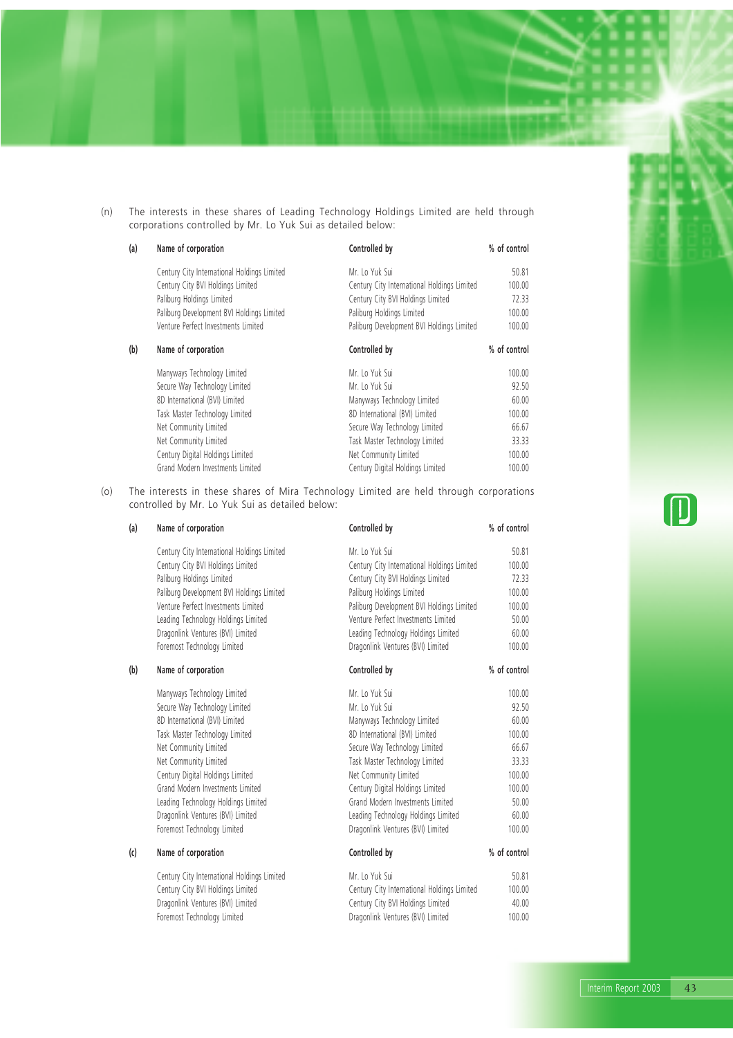(n) The interests in these shares of Leading Technology Holdings Limited are held through corporations controlled by Mr. Lo Yuk Sui as detailed below:

**(a)**

| Name of corporation | Controlled by | % of control |
|---|---|---|
| Century City International Holdings Limited | Mr. Lo Yuk Sui | 50.81 |
| Century City BVI Holdings Limited | Century City International Holdings Limited | 100.00 |
| Paliburg Holdings Limited | Century City BVI Holdings Limited | 72.33 |
| Paliburg Development BVI Holdings Limited | Paliburg Holdings Limited | 100.00 |
| Venture Perfect Investments Limited | Paliburg Development BVI Holdings Limited | 100.00 |

**(b)**

| Name of corporation | Controlled by | % of control |
|---|---|---|
| Manyways Technology Limited | Mr. Lo Yuk Sui | 100.00 |
| Secure Way Technology Limited | Mr. Lo Yuk Sui | 92.50 |
| 8D International (BVI) Limited | Manyways Technology Limited | 60.00 |
| Task Master Technology Limited | 8D International (BVI) Limited | 100.00 |
| Net Community Limited | Secure Way Technology Limited | 66.67 |
| Net Community Limited | Task Master Technology Limited | 33.33 |
| Century Digital Holdings Limited | Net Community Limited | 100.00 |
| Grand Modern Investments Limited | Century Digital Holdings Limited | 100.00 |

(o) The interests in these shares of Mira Technology Limited are held through corporations controlled by Mr. Lo Yuk Sui as detailed below:

**(a)**

| Name of corporation | Controlled by | % of control |
|---|---|---|
| Century City International Holdings Limited | Mr. Lo Yuk Sui | 50.81 |
| Century City BVI Holdings Limited | Century City International Holdings Limited | 100.00 |
| Paliburg Holdings Limited | Century City BVI Holdings Limited | 72.33 |
| Paliburg Development BVI Holdings Limited | Paliburg Holdings Limited | 100.00 |
| Venture Perfect Investments Limited | Paliburg Development BVI Holdings Limited | 100.00 |
| Leading Technology Holdings Limited | Venture Perfect Investments Limited | 50.00 |
| Dragonlink Ventures (BVI) Limited | Leading Technology Holdings Limited | 60.00 |
| Foremost Technology Limited | Dragonlink Ventures (BVI) Limited | 100.00 |

**(b)**

| Name of corporation | Controlled by | % of control |
|---|---|---|
| Manyways Technology Limited | Mr. Lo Yuk Sui | 100.00 |
| Secure Way Technology Limited | Mr. Lo Yuk Sui | 92.50 |
| 8D International (BVI) Limited | Manyways Technology Limited | 60.00 |
| Task Master Technology Limited | 8D International (BVI) Limited | 100.00 |
| Net Community Limited | Secure Way Technology Limited | 66.67 |
| Net Community Limited | Task Master Technology Limited | 33.33 |
| Century Digital Holdings Limited | Net Community Limited | 100.00 |
| Grand Modern Investments Limited | Century Digital Holdings Limited | 100.00 |
| Leading Technology Holdings Limited | Grand Modern Investments Limited | 50.00 |
| Dragonlink Ventures (BVI) Limited | Leading Technology Holdings Limited | 60.00 |
| Foremost Technology Limited | Dragonlink Ventures (BVI) Limited | 100.00 |

**(c)**

| Name of corporation | Controlled by | % of control |
|---|---|---|
| Century City International Holdings Limited | Mr. Lo Yuk Sui | 50.81 |
| Century City BVI Holdings Limited | Century City International Holdings Limited | 100.00 |
| Dragonlink Ventures (BVI) Limited | Century City BVI Holdings Limited | 40.00 |
| Foremost Technology Limited | Dragonlink Ventures (BVI) Limited | 100.00 |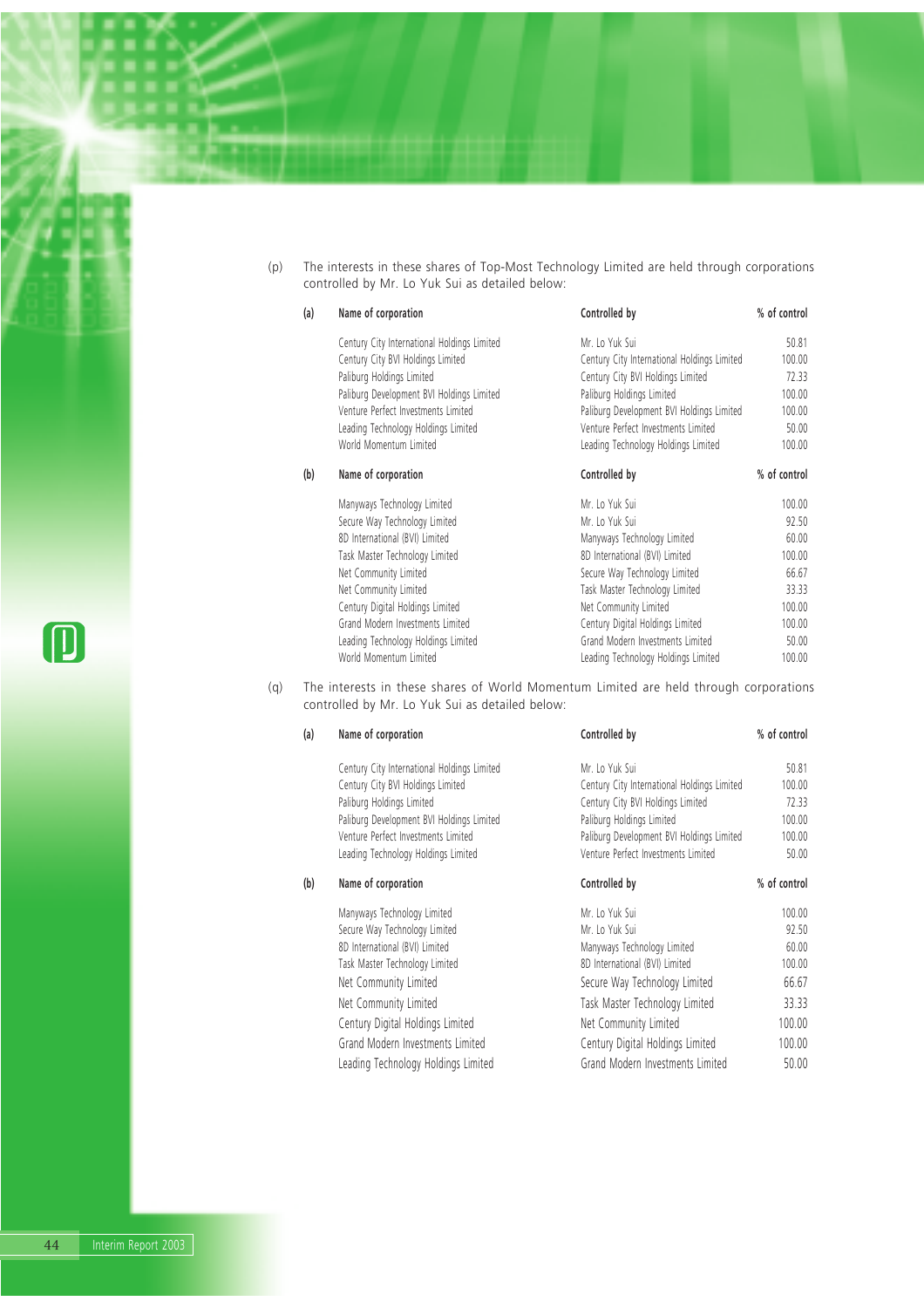(p) The interests in these shares of Top-Most Technology Limited are held through corporations controlled by Mr. Lo Yuk Sui as detailed below:

| (a) | Name of corporation | Controlled by | % of control |
|---|---|---|---|
| | Century City International Holdings Limited | Mr. Lo Yuk Sui | 50.81 |
| | Century City BVI Holdings Limited | Century City International Holdings Limited | 100.00 |
| | Paliburg Holdings Limited | Century City BVI Holdings Limited | 72.33 |
| | Paliburg Development BVI Holdings Limited | Paliburg Holdings Limited | 100.00 |
| | Venture Perfect Investments Limited | Paliburg Development BVI Holdings Limited | 100.00 |
| | Leading Technology Holdings Limited | Venture Perfect Investments Limited | 50.00 |
| | World Momentum Limited | Leading Technology Holdings Limited | 100.00 |

| (b) | Name of corporation | Controlled by | % of control |
|---|---|---|---|
| | Manyways Technology Limited | Mr. Lo Yuk Sui | 100.00 |
| | Secure Way Technology Limited | Mr. Lo Yuk Sui | 92.50 |
| | 8D International (BVI) Limited | Manyways Technology Limited | 60.00 |
| | Task Master Technology Limited | 8D International (BVI) Limited | 100.00 |
| | Net Community Limited | Secure Way Technology Limited | 66.67 |
| | Net Community Limited | Task Master Technology Limited | 33.33 |
| | Century Digital Holdings Limited | Net Community Limited | 100.00 |
| | Grand Modern Investments Limited | Century Digital Holdings Limited | 100.00 |
| | Leading Technology Holdings Limited | Grand Modern Investments Limited | 50.00 |
| | World Momentum Limited | Leading Technology Holdings Limited | 100.00 |

(q) The interests in these shares of World Momentum Limited are held through corporations controlled by Mr. Lo Yuk Sui as detailed below:

| (a) | Name of corporation | Controlled by | % of control |
|---|---|---|---|
| | Century City International Holdings Limited | Mr. Lo Yuk Sui | 50.81 |
| | Century City BVI Holdings Limited | Century City International Holdings Limited | 100.00 |
| | Paliburg Holdings Limited | Century City BVI Holdings Limited | 72.33 |
| | Paliburg Development BVI Holdings Limited | Paliburg Holdings Limited | 100.00 |
| | Venture Perfect Investments Limited | Paliburg Development BVI Holdings Limited | 100.00 |
| | Leading Technology Holdings Limited | Venture Perfect Investments Limited | 50.00 |

| (b) | Name of corporation | Controlled by | % of control |
|---|---|---|---|
| | Manyways Technology Limited | Mr. Lo Yuk Sui | 100.00 |
| | Secure Way Technology Limited | Mr. Lo Yuk Sui | 92.50 |
| | 8D International (BVI) Limited | Manyways Technology Limited | 60.00 |
| | Task Master Technology Limited | 8D International (BVI) Limited | 100.00 |
| | Net Community Limited | Secure Way Technology Limited | 66.67 |
| | Net Community Limited | Task Master Technology Limited | 33.33 |
| | Century Digital Holdings Limited | Net Community Limited | 100.00 |
| | Grand Modern Investments Limited | Century Digital Holdings Limited | 100.00 |
| | Leading Technology Holdings Limited | Grand Modern Investments Limited | 50.00 |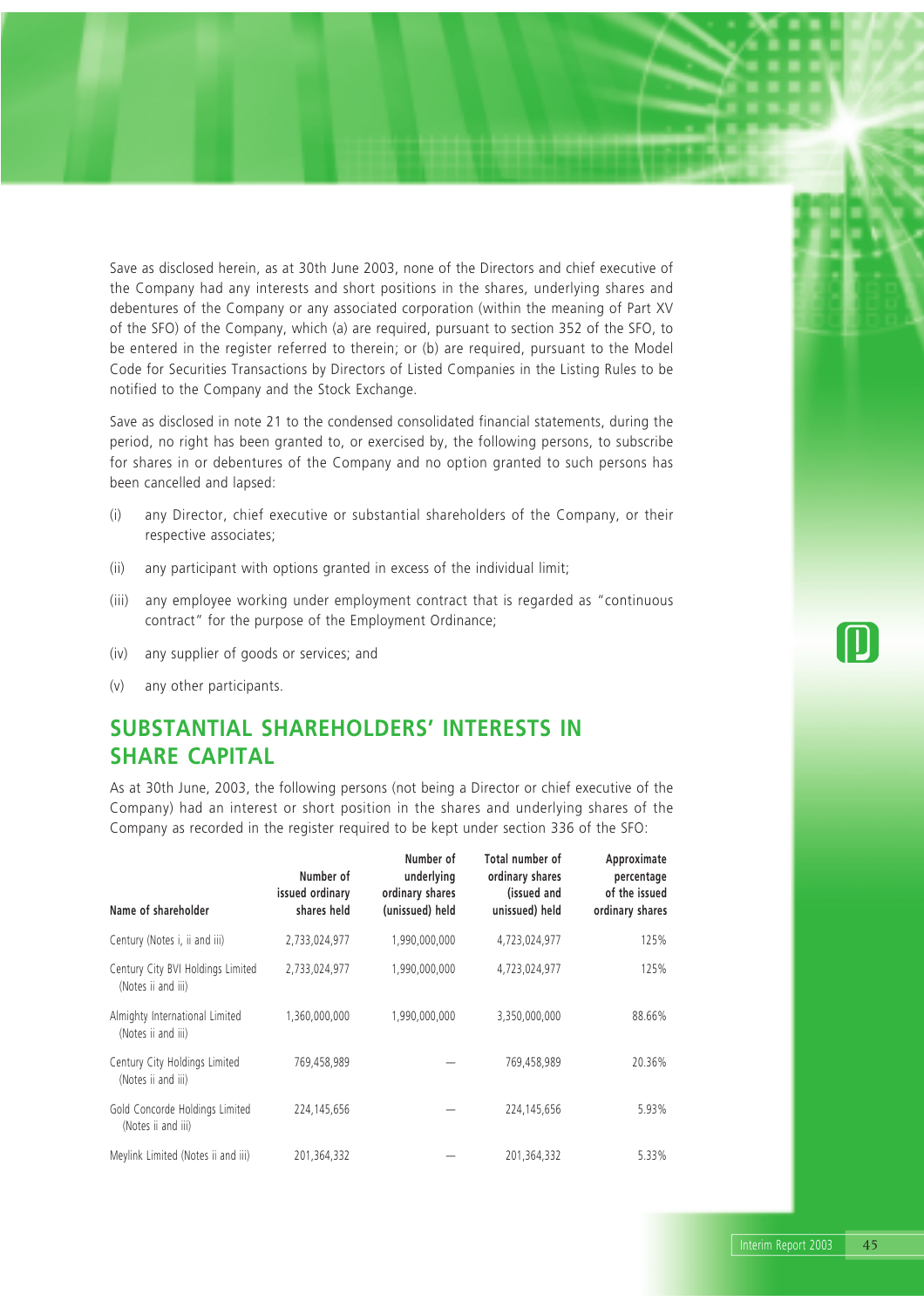Save as disclosed herein, as at 30th June 2003, none of the Directors and chief executive of the Company had any interests and short positions in the shares, underlying shares and debentures of the Company or any associated corporation (within the meaning of Part XV of the SFO) of the Company, which (a) are required, pursuant to section 352 of the SFO, to be entered in the register referred to therein; or (b) are required, pursuant to the Model Code for Securities Transactions by Directors of Listed Companies in the Listing Rules to be notified to the Company and the Stock Exchange.

Save as disclosed in note 21 to the condensed consolidated financial statements, during the period, no right has been granted to, or exercised by, the following persons, to subscribe for shares in or debentures of the Company and no option granted to such persons has been cancelled and lapsed:

(i) any Director, chief executive or substantial shareholders of the Company, or their respective associates;

(ii) any participant with options granted in excess of the individual limit;

(iii) any employee working under employment contract that is regarded as "continuous contract" for the purpose of the Employment Ordinance;

(iv) any supplier of goods or services; and

(v) any other participants.

## SUBSTANTIAL SHAREHOLDERS' INTERESTS IN SHARE CAPITAL

As at 30th June, 2003, the following persons (not being a Director or chief executive of the Company) had an interest or short position in the shares and underlying shares of the Company as recorded in the register required to be kept under section 336 of the SFO:

| Name of shareholder | Number of issued ordinary shares held | Number of underlying ordinary shares (unissued) held | Total number of ordinary shares (issued and unissued) held | Approximate percentage of the issued ordinary shares |
|---|---|---|---|---|
| Century (Notes i, ii and iii) | 2,733,024,977 | 1,990,000,000 | 4,723,024,977 | 125% |
| Century City BVI Holdings Limited (Notes ii and iii) | 2,733,024,977 | 1,990,000,000 | 4,723,024,977 | 125% |
| Almighty International Limited (Notes ii and iii) | 1,360,000,000 | 1,990,000,000 | 3,350,000,000 | 88.66% |
| Century City Holdings Limited (Notes ii and iii) | 769,458,989 | — | 769,458,989 | 20.36% |
| Gold Concorde Holdings Limited (Notes ii and iii) | 224,145,656 | — | 224,145,656 | 5.93% |
| Meylink Limited (Notes ii and iii) | 201,364,332 | — | 201,364,332 | 5.33% |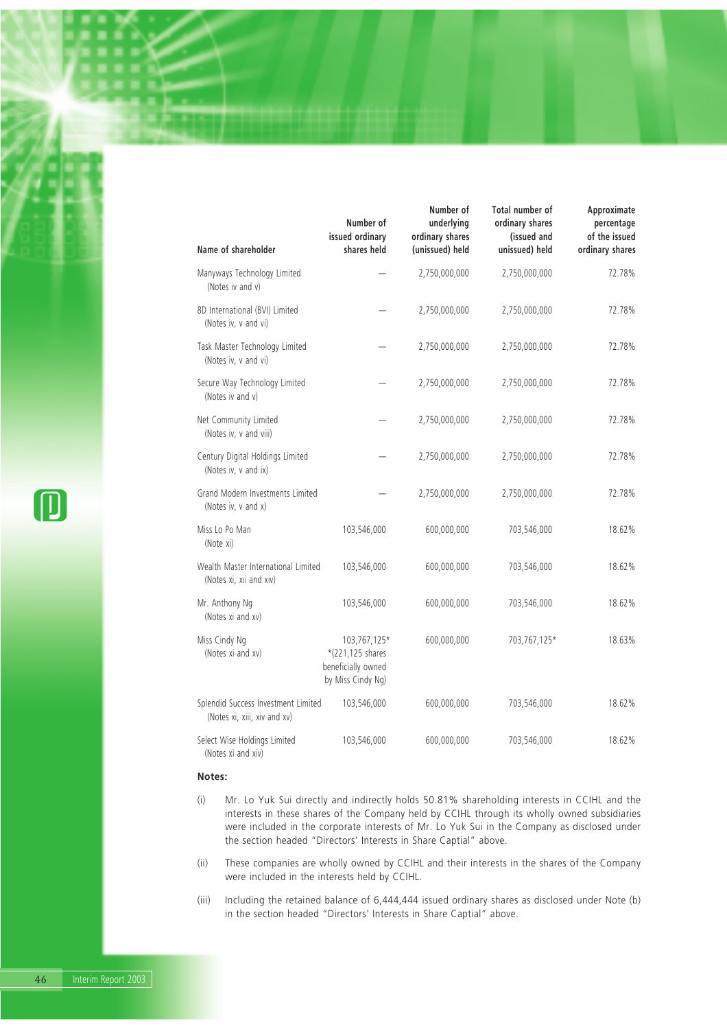| Name of shareholder | Number of issued ordinary shares held | Number of underlying ordinary shares (unissued) held | Total number of ordinary shares (issued and unissued) held | Approximate percentage of the issued ordinary shares |
|---|---|---|---|---|
| Manyways Technology Limited (Notes iv and v) | — | 2,750,000,000 | 2,750,000,000 | 72.78% |
| 8D International (BVI) Limited (Notes iv, v and vi) | — | 2,750,000,000 | 2,750,000,000 | 72.78% |
| Task Master Technology Limited (Notes iv, v and vi) | — | 2,750,000,000 | 2,750,000,000 | 72.78% |
| Secure Way Technology Limited (Notes iv and v) | — | 2,750,000,000 | 2,750,000,000 | 72.78% |
| Net Community Limited (Notes iv, v and viii) | — | 2,750,000,000 | 2,750,000,000 | 72.78% |
| Century Digital Holdings Limited (Notes iv, v and ix) | — | 2,750,000,000 | 2,750,000,000 | 72.78% |
| Grand Modern Investments Limited (Notes iv, v and x) | — | 2,750,000,000 | 2,750,000,000 | 72.78% |
| Miss Lo Po Man (Note xi) | 103,546,000 | 600,000,000 | 703,546,000 | 18.62% |
| Wealth Master International Limited (Notes xi, xii and xiv) | 103,546,000 | 600,000,000 | 703,546,000 | 18.62% |
| Mr. Anthony Ng (Notes xi and xv) | 103,546,000 | 600,000,000 | 703,546,000 | 18.62% |
| Miss Cindy Ng (Notes xi and xv) | 103,767,125* *(221,125 shares beneficially owned by Miss Cindy Ng) | 600,000,000 | 703,767,125* | 18.63% |
| Splendid Success Investment Limited (Notes xi, xiii, xiv and xv) | 103,546,000 | 600,000,000 | 703,546,000 | 18.62% |
| Select Wise Holdings Limited (Notes xi and xiv) | 103,546,000 | 600,000,000 | 703,546,000 | 18.62% |

**Notes:**

(i) Mr. Lo Yuk Sui directly and indirectly holds 50.81% shareholding interests in CCIHL and the interests in these shares of the Company held by CCIHL through its wholly owned subsidiaries were included in the corporate interests of Mr. Lo Yuk Sui in the Company as disclosed under the section headed "Directors' Interests in Share Captial" above.

(ii) These companies are wholly owned by CCIHL and their interests in the shares of the Company were included in the interests held by CCIHL.

(iii) Including the retained balance of 6,444,444 issued ordinary shares as disclosed under Note (b) in the section headed "Directors' Interests in Share Captial" above.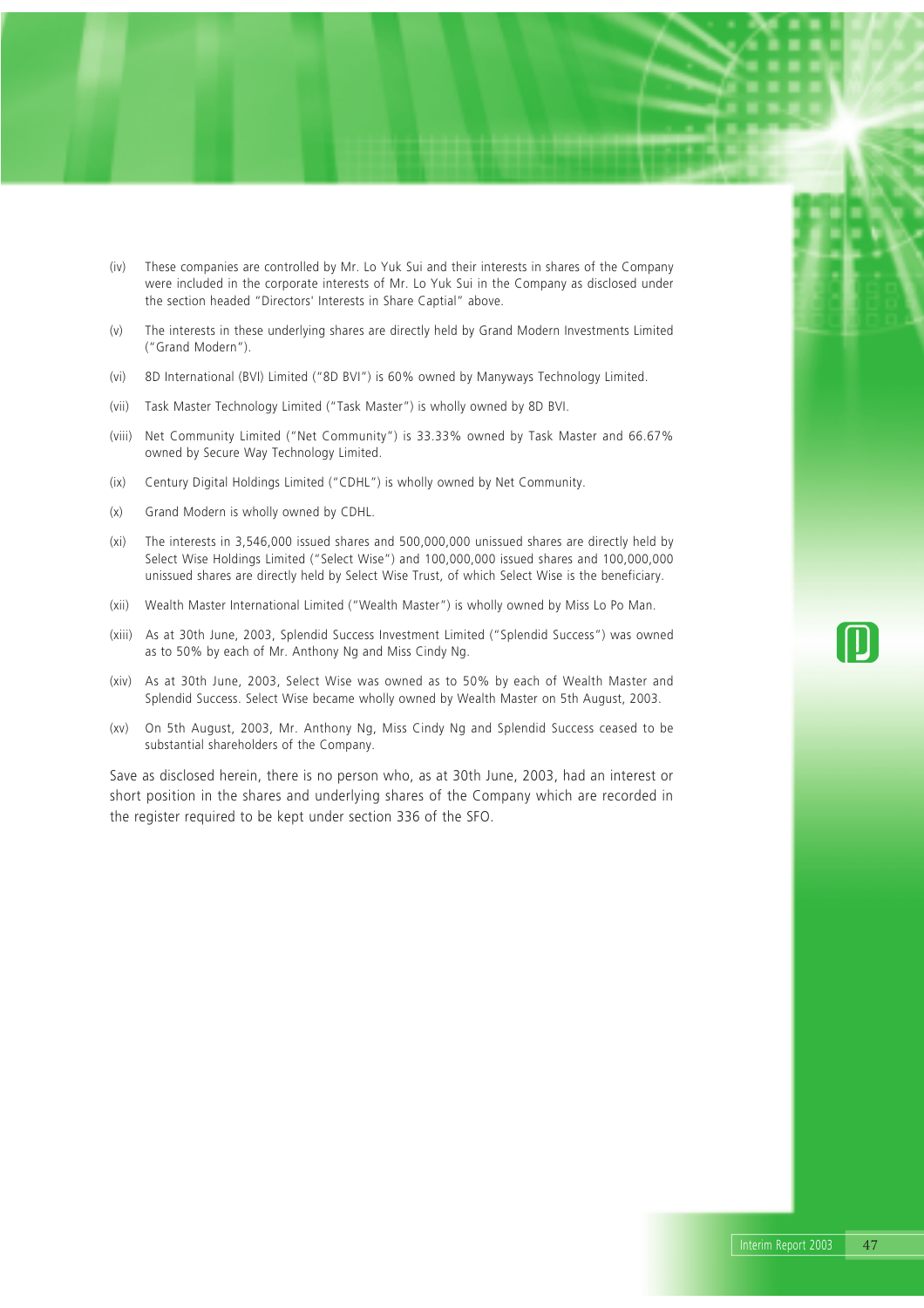(iv) These companies are controlled by Mr. Lo Yuk Sui and their interests in shares of the Company were included in the corporate interests of Mr. Lo Yuk Sui in the Company as disclosed under the section headed "Directors' Interests in Share Captial" above.

(v) The interests in these underlying shares are directly held by Grand Modern Investments Limited ("Grand Modern").

(vi) 8D International (BVI) Limited ("8D BVI") is 60% owned by Manyways Technology Limited.

(vii) Task Master Technology Limited ("Task Master") is wholly owned by 8D BVI.

(viii) Net Community Limited ("Net Community") is 33.33% owned by Task Master and 66.67% owned by Secure Way Technology Limited.

(ix) Century Digital Holdings Limited ("CDHL") is wholly owned by Net Community.

(x) Grand Modern is wholly owned by CDHL.

(xi) The interests in 3,546,000 issued shares and 500,000,000 unissued shares are directly held by Select Wise Holdings Limited ("Select Wise") and 100,000,000 issued shares and 100,000,000 unissued shares are directly held by Select Wise Trust, of which Select Wise is the beneficiary.

(xii) Wealth Master International Limited ("Wealth Master") is wholly owned by Miss Lo Po Man.

(xiii) As at 30th June, 2003, Splendid Success Investment Limited ("Splendid Success") was owned as to 50% by each of Mr. Anthony Ng and Miss Cindy Ng.

(xiv) As at 30th June, 2003, Select Wise was owned as to 50% by each of Wealth Master and Splendid Success. Select Wise became wholly owned by Wealth Master on 5th August, 2003.

(xv) On 5th August, 2003, Mr. Anthony Ng, Miss Cindy Ng and Splendid Success ceased to be substantial shareholders of the Company.

Save as disclosed herein, there is no person who, as at 30th June, 2003, had an interest or short position in the shares and underlying shares of the Company which are recorded in the register required to be kept under section 336 of the SFO.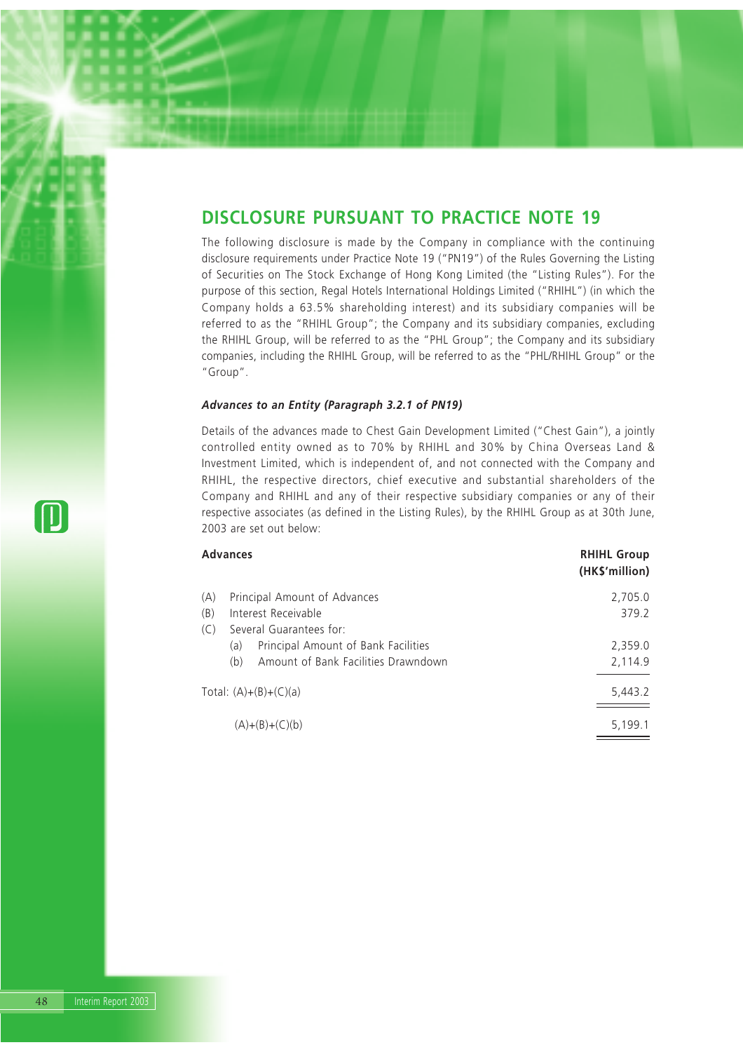# DISCLOSURE PURSUANT TO PRACTICE NOTE 19

The following disclosure is made by the Company in compliance with the continuing disclosure requirements under Practice Note 19 ("PN19") of the Rules Governing the Listing of Securities on The Stock Exchange of Hong Kong Limited (the "Listing Rules"). For the purpose of this section, Regal Hotels International Holdings Limited ("RHIHL") (in which the Company holds a 63.5% shareholding interest) and its subsidiary companies will be referred to as the "RHIHL Group"; the Company and its subsidiary companies, excluding the RHIHL Group, will be referred to as the "PHL Group"; the Company and its subsidiary companies, including the RHIHL Group, will be referred to as the "PHL/RHIHL Group" or the "Group".

***Advances to an Entity (Paragraph 3.2.1 of PN19)***

Details of the advances made to Chest Gain Development Limited ("Chest Gain"), a jointly controlled entity owned as to 70% by RHIHL and 30% by China Overseas Land & Investment Limited, which is independent of, and not connected with the Company and RHIHL, the respective directors, chief executive and substantial shareholders of the Company and RHIHL and any of their respective subsidiary companies or any of their respective associates (as defined in the Listing Rules), by the RHIHL Group as at 30th June, 2003 are set out below:

| Advances | RHIHL Group (HK$'million) |
|---|---|
| (A) Principal Amount of Advances | 2,705.0 |
| (B) Interest Receivable | 379.2 |
| (C) Several Guarantees for: | |
| (a) Principal Amount of Bank Facilities | 2,359.0 |
| (b) Amount of Bank Facilities Drawndown | 2,114.9 |
| Total: (A)+(B)+(C)(a) | 5,443.2 |
| (A)+(B)+(C)(b) | 5,199.1 |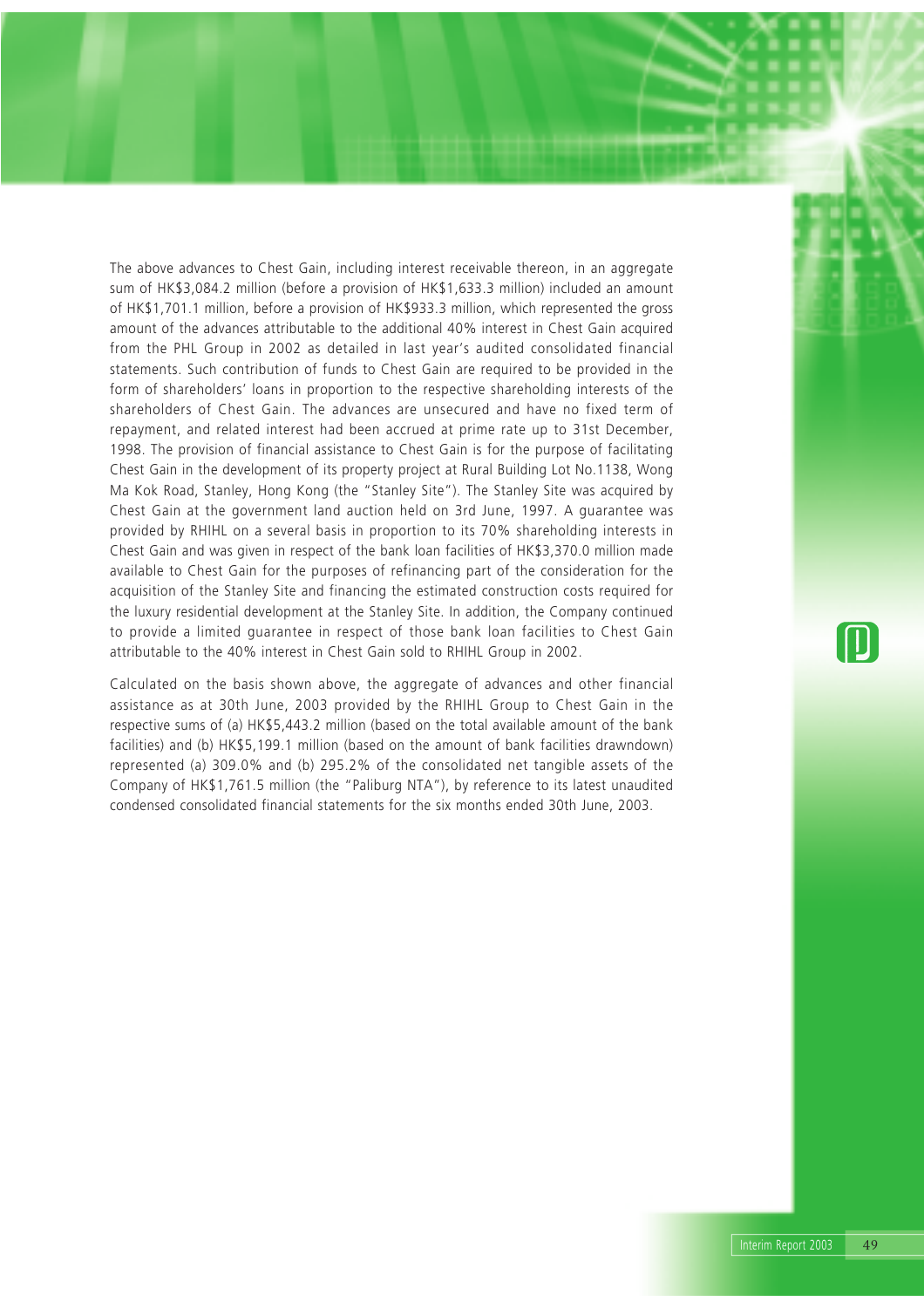The above advances to Chest Gain, including interest receivable thereon, in an aggregate sum of HK$3,084.2 million (before a provision of HK$1,633.3 million) included an amount of HK$1,701.1 million, before a provision of HK$933.3 million, which represented the gross amount of the advances attributable to the additional 40% interest in Chest Gain acquired from the PHL Group in 2002 as detailed in last year's audited consolidated financial statements. Such contribution of funds to Chest Gain are required to be provided in the form of shareholders' loans in proportion to the respective shareholding interests of the shareholders of Chest Gain. The advances are unsecured and have no fixed term of repayment, and related interest had been accrued at prime rate up to 31st December, 1998. The provision of financial assistance to Chest Gain is for the purpose of facilitating Chest Gain in the development of its property project at Rural Building Lot No.1138, Wong Ma Kok Road, Stanley, Hong Kong (the "Stanley Site"). The Stanley Site was acquired by Chest Gain at the government land auction held on 3rd June, 1997. A guarantee was provided by RHIHL on a several basis in proportion to its 70% shareholding interests in Chest Gain and was given in respect of the bank loan facilities of HK$3,370.0 million made available to Chest Gain for the purposes of refinancing part of the consideration for the acquisition of the Stanley Site and financing the estimated construction costs required for the luxury residential development at the Stanley Site. In addition, the Company continued to provide a limited guarantee in respect of those bank loan facilities to Chest Gain attributable to the 40% interest in Chest Gain sold to RHIHL Group in 2002.

Calculated on the basis shown above, the aggregate of advances and other financial assistance as at 30th June, 2003 provided by the RHIHL Group to Chest Gain in the respective sums of (a) HK$5,443.2 million (based on the total available amount of the bank facilities) and (b) HK$5,199.1 million (based on the amount of bank facilities drawndown) represented (a) 309.0% and (b) 295.2% of the consolidated net tangible assets of the Company of HK$1,761.5 million (the "Paliburg NTA"), by reference to its latest unaudited condensed consolidated financial statements for the six months ended 30th June, 2003.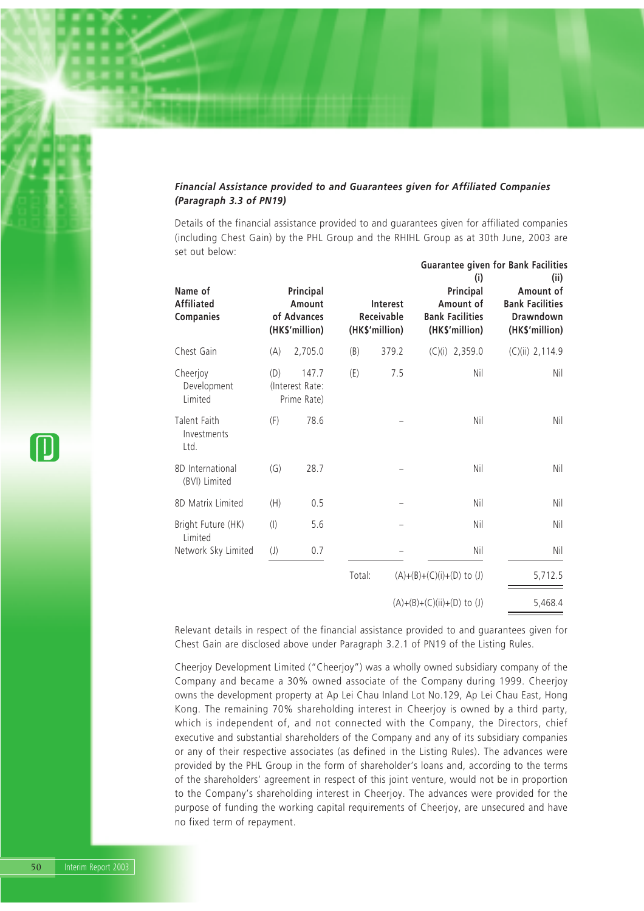***Financial Assistance provided to and Guarantees given for Affiliated Companies (Paragraph 3.3 of PN19)***

Details of the financial assistance provided to and guarantees given for affiliated companies (including Chest Gain) by the PHL Group and the RHIHL Group as at 30th June, 2003 are set out below:

| Name of Affiliated Companies | Principal Amount of Advances (HK$'million) | Interest Receivable (HK$'million) | Guarantee given for Bank Facilities (i) Principal Amount of Bank Facilities (HK$'million) | Guarantee given for Bank Facilities (ii) Amount of Bank Facilities Drawndown (HK$'million) |
|---|---|---|---|---|
| Chest Gain | (A) 2,705.0 | (B) 379.2 | (C)(i) 2,359.0 | (C)(ii) 2,114.9 |
| Cheerjoy Development Limited | (D) 147.7 (Interest Rate: Prime Rate) | (E) 7.5 | Nil | Nil |
| Talent Faith Investments Ltd. | (F) 78.6 | – | Nil | Nil |
| 8D International (BVI) Limited | (G) 28.7 | – | Nil | Nil |
| 8D Matrix Limited | (H) 0.5 | – | Nil | Nil |
| Bright Future (HK) Limited | (I) 5.6 | – | Nil | Nil |
| Network Sky Limited | (J) 0.7 | – | Nil | Nil |
| | | Total: | (A)+(B)+(C)(i)+(D) to (J) | 5,712.5 |
| | | | (A)+(B)+(C)(ii)+(D) to (J) | 5,468.4 |

Relevant details in respect of the financial assistance provided to and guarantees given for Chest Gain are disclosed above under Paragraph 3.2.1 of PN19 of the Listing Rules.

Cheerjoy Development Limited ("Cheerjoy") was a wholly owned subsidiary company of the Company and became a 30% owned associate of the Company during 1999. Cheerjoy owns the development property at Ap Lei Chau Inland Lot No.129, Ap Lei Chau East, Hong Kong. The remaining 70% shareholding interest in Cheerjoy is owned by a third party, which is independent of, and not connected with the Company, the Directors, chief executive and substantial shareholders of the Company and any of its subsidiary companies or any of their respective associates (as defined in the Listing Rules). The advances were provided by the PHL Group in the form of shareholder's loans and, according to the terms of the shareholders' agreement in respect of this joint venture, would not be in proportion to the Company's shareholding interest in Cheerjoy. The advances were provided for the purpose of funding the working capital requirements of Cheerjoy, are unsecured and have no fixed term of repayment.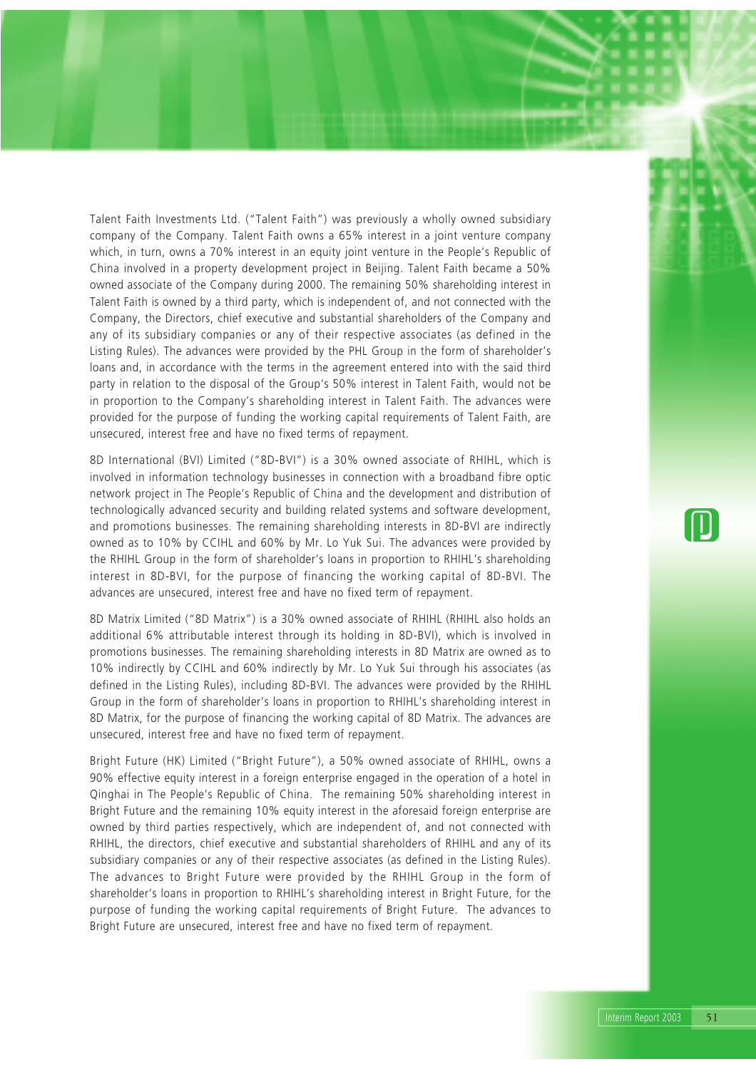Talent Faith Investments Ltd. ("Talent Faith") was previously a wholly owned subsidiary company of the Company. Talent Faith owns a 65% interest in a joint venture company which, in turn, owns a 70% interest in an equity joint venture in the People's Republic of China involved in a property development project in Beijing. Talent Faith became a 50% owned associate of the Company during 2000. The remaining 50% shareholding interest in Talent Faith is owned by a third party, which is independent of, and not connected with the Company, the Directors, chief executive and substantial shareholders of the Company and any of its subsidiary companies or any of their respective associates (as defined in the Listing Rules). The advances were provided by the PHL Group in the form of shareholder's loans and, in accordance with the terms in the agreement entered into with the said third party in relation to the disposal of the Group's 50% interest in Talent Faith, would not be in proportion to the Company's shareholding interest in Talent Faith. The advances were provided for the purpose of funding the working capital requirements of Talent Faith, are unsecured, interest free and have no fixed terms of repayment.

8D International (BVI) Limited ("8D-BVI") is a 30% owned associate of RHIHL, which is involved in information technology businesses in connection with a broadband fibre optic network project in The People's Republic of China and the development and distribution of technologically advanced security and building related systems and software development, and promotions businesses. The remaining shareholding interests in 8D-BVI are indirectly owned as to 10% by CCIHL and 60% by Mr. Lo Yuk Sui. The advances were provided by the RHIHL Group in the form of shareholder's loans in proportion to RHIHL's shareholding interest in 8D-BVI, for the purpose of financing the working capital of 8D-BVI. The advances are unsecured, interest free and have no fixed term of repayment.

8D Matrix Limited ("8D Matrix") is a 30% owned associate of RHIHL (RHIHL also holds an additional 6% attributable interest through its holding in 8D-BVI), which is involved in promotions businesses. The remaining shareholding interests in 8D Matrix are owned as to 10% indirectly by CCIHL and 60% indirectly by Mr. Lo Yuk Sui through his associates (as defined in the Listing Rules), including 8D-BVI. The advances were provided by the RHIHL Group in the form of shareholder's loans in proportion to RHIHL's shareholding interest in 8D Matrix, for the purpose of financing the working capital of 8D Matrix. The advances are unsecured, interest free and have no fixed term of repayment.

Bright Future (HK) Limited ("Bright Future"), a 50% owned associate of RHIHL, owns a 90% effective equity interest in a foreign enterprise engaged in the operation of a hotel in Qinghai in The People's Republic of China. The remaining 50% shareholding interest in Bright Future and the remaining 10% equity interest in the aforesaid foreign enterprise are owned by third parties respectively, which are independent of, and not connected with RHIHL, the directors, chief executive and substantial shareholders of RHIHL and any of its subsidiary companies or any of their respective associates (as defined in the Listing Rules). The advances to Bright Future were provided by the RHIHL Group in the form of shareholder's loans in proportion to RHIHL's shareholding interest in Bright Future, for the purpose of funding the working capital requirements of Bright Future. The advances to Bright Future are unsecured, interest free and have no fixed term of repayment.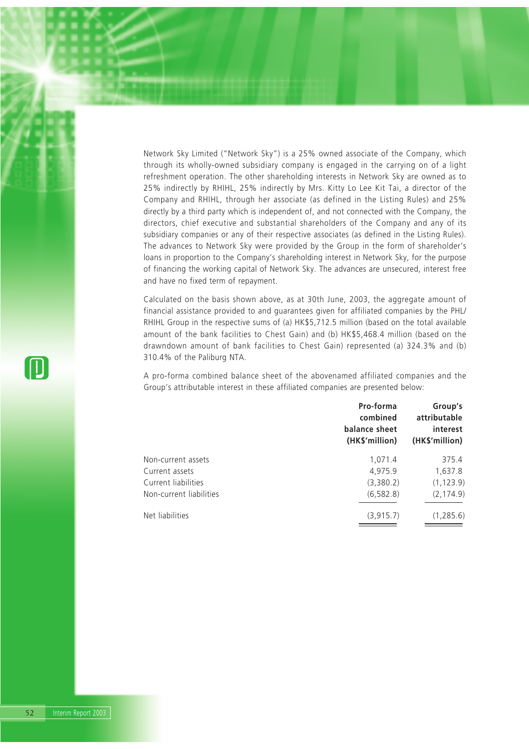Network Sky Limited ("Network Sky") is a 25% owned associate of the Company, which through its wholly-owned subsidiary company is engaged in the carrying on of a light refreshment operation. The other shareholding interests in Network Sky are owned as to 25% indirectly by RHIHL, 25% indirectly by Mrs. Kitty Lo Lee Kit Tai, a director of the Company and RHIHL, through her associate (as defined in the Listing Rules) and 25% directly by a third party which is independent of, and not connected with the Company, the directors, chief executive and substantial shareholders of the Company and any of its subsidiary companies or any of their respective associates (as defined in the Listing Rules). The advances to Network Sky were provided by the Group in the form of shareholder's loans in proportion to the Company's shareholding interest in Network Sky, for the purpose of financing the working capital of Network Sky. The advances are unsecured, interest free and have no fixed term of repayment.

Calculated on the basis shown above, as at 30th June, 2003, the aggregate amount of financial assistance provided to and guarantees given for affiliated companies by the PHL/RHIHL Group in the respective sums of (a) HK$5,712.5 million (based on the total available amount of the bank facilities to Chest Gain) and (b) HK$5,468.4 million (based on the drawndown amount of bank facilities to Chest Gain) represented (a) 324.3% and (b) 310.4% of the Paliburg NTA.

A pro-forma combined balance sheet of the abovenamed affiliated companies and the Group's attributable interest in these affiliated companies are presented below:

| | Pro-forma combined balance sheet (HK$'million) | Group's attributable interest (HK$'million) |
|---|---|---|
| Non-current assets | 1,071.4 | 375.4 |
| Current assets | 4,975.9 | 1,637.8 |
| Current liabilities | (3,380.2) | (1,123.9) |
| Non-current liabilities | (6,582.8) | (2,174.9) |
| Net liabilities | (3,915.7) | (1,285.6) |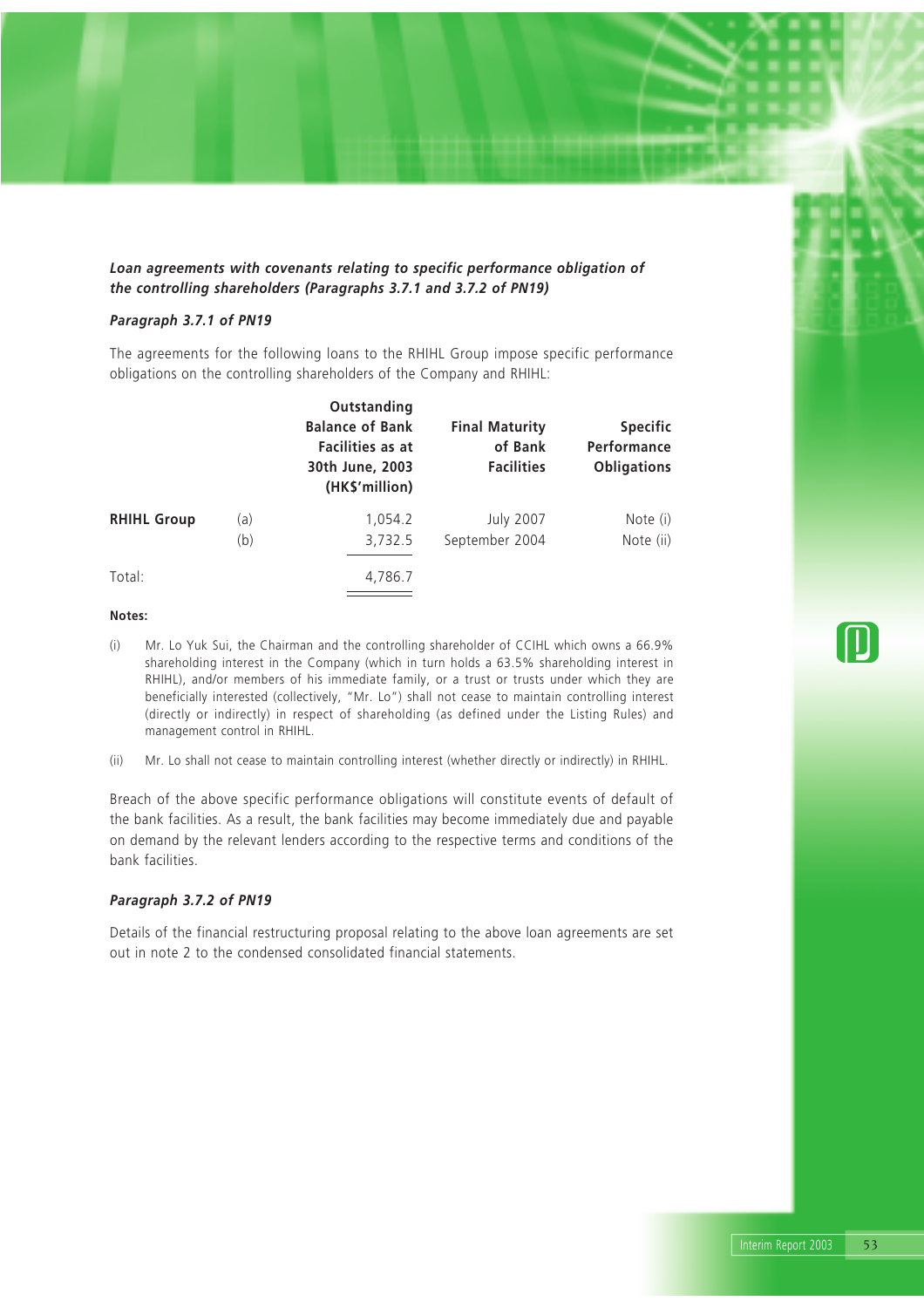***Loan agreements with covenants relating to specific performance obligation of the controlling shareholders (Paragraphs 3.7.1 and 3.7.2 of PN19)***

***Paragraph 3.7.1 of PN19***

The agreements for the following loans to the RHIHL Group impose specific performance obligations on the controlling shareholders of the Company and RHIHL:

| | | Outstanding Balance of Bank Facilities as at 30th June, 2003 (HK$'million) | Final Maturity of Bank Facilities | Specific Performance Obligations |
|---|---|---|---|---|
| **RHIHL Group** | (a) | 1,054.2 | July 2007 | Note (i) |
| | (b) | 3,732.5 | September 2004 | Note (ii) |
| Total: | | 4,786.7 | | |

**Notes:**

(i) Mr. Lo Yuk Sui, the Chairman and the controlling shareholder of CCIHL which owns a 66.9% shareholding interest in the Company (which in turn holds a 63.5% shareholding interest in RHIHL), and/or members of his immediate family, or a trust or trusts under which they are beneficially interested (collectively, "Mr. Lo") shall not cease to maintain controlling interest (directly or indirectly) in respect of shareholding (as defined under the Listing Rules) and management control in RHIHL.

(ii) Mr. Lo shall not cease to maintain controlling interest (whether directly or indirectly) in RHIHL.

Breach of the above specific performance obligations will constitute events of default of the bank facilities. As a result, the bank facilities may become immediately due and payable on demand by the relevant lenders according to the respective terms and conditions of the bank facilities.

***Paragraph 3.7.2 of PN19***

Details of the financial restructuring proposal relating to the above loan agreements are set out in note 2 to the condensed consolidated financial statements.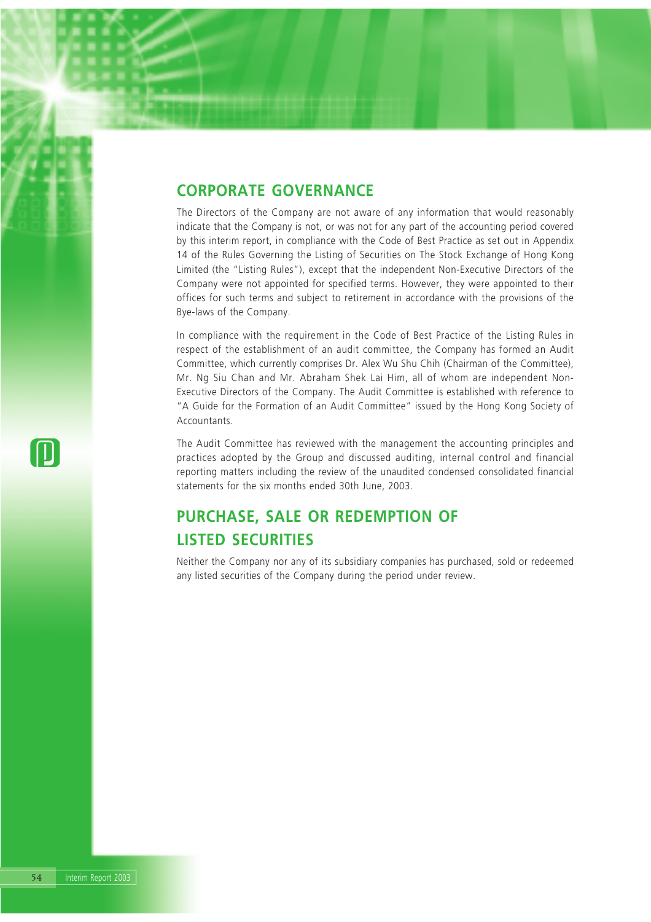## CORPORATE GOVERNANCE

The Directors of the Company are not aware of any information that would reasonably indicate that the Company is not, or was not for any part of the accounting period covered by this interim report, in compliance with the Code of Best Practice as set out in Appendix 14 of the Rules Governing the Listing of Securities on The Stock Exchange of Hong Kong Limited (the "Listing Rules"), except that the independent Non-Executive Directors of the Company were not appointed for specified terms. However, they were appointed to their offices for such terms and subject to retirement in accordance with the provisions of the Bye-laws of the Company.

In compliance with the requirement in the Code of Best Practice of the Listing Rules in respect of the establishment of an audit committee, the Company has formed an Audit Committee, which currently comprises Dr. Alex Wu Shu Chih (Chairman of the Committee), Mr. Ng Siu Chan and Mr. Abraham Shek Lai Him, all of whom are independent Non-Executive Directors of the Company. The Audit Committee is established with reference to "A Guide for the Formation of an Audit Committee" issued by the Hong Kong Society of Accountants.

The Audit Committee has reviewed with the management the accounting principles and practices adopted by the Group and discussed auditing, internal control and financial reporting matters including the review of the unaudited condensed consolidated financial statements for the six months ended 30th June, 2003.

## PURCHASE, SALE OR REDEMPTION OF LISTED SECURITIES

Neither the Company nor any of its subsidiary companies has purchased, sold or redeemed any listed securities of the Company during the period under review.